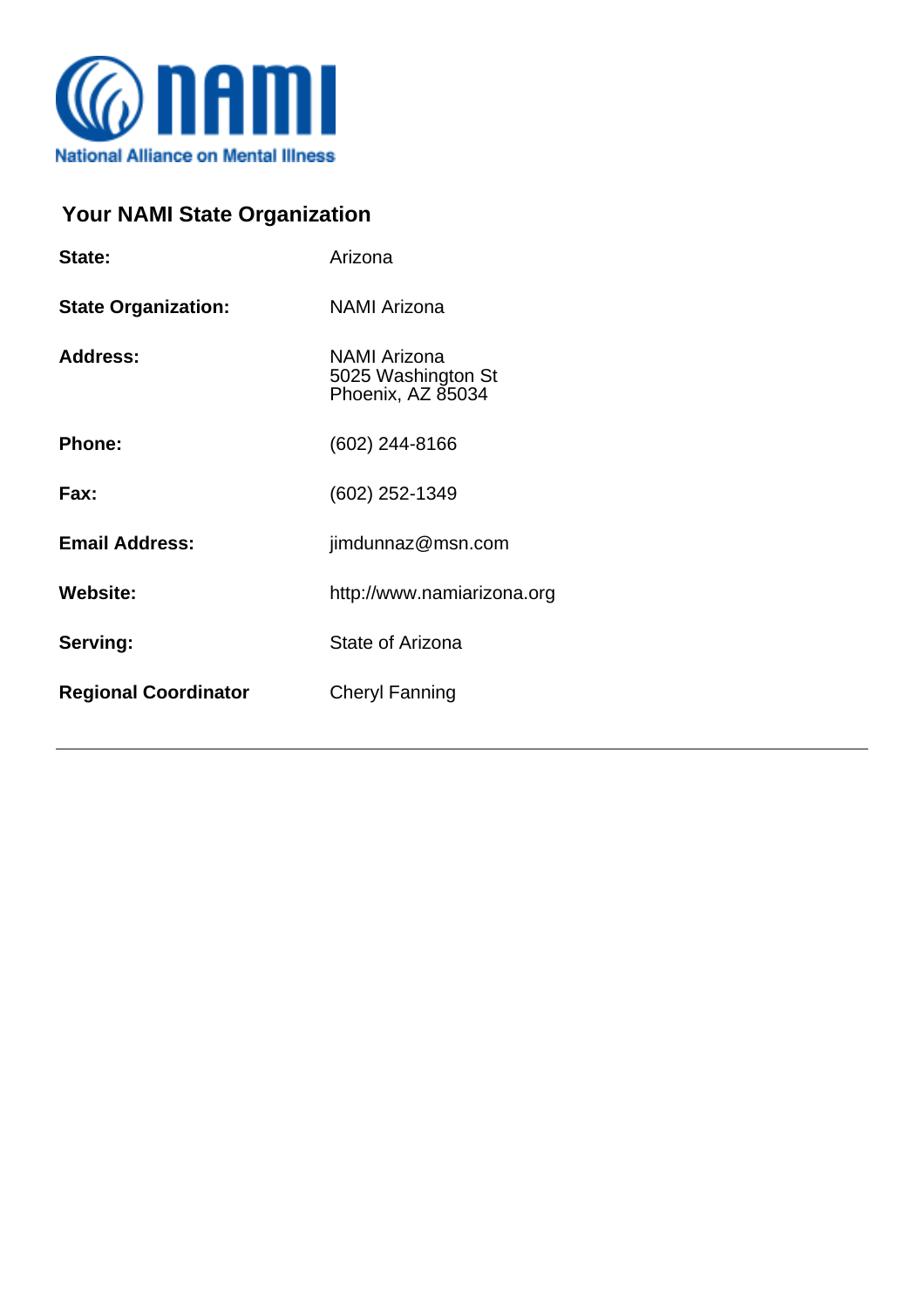NAMI

National Alliance on Mental Illness

## Your NAMI State Organization

| | |
|---|---|
| **State:** | Arizona |
| **State Organization:** | NAMI Arizona |
| **Address:** | NAMI Arizona<br>5025 Washington St<br>Phoenix, AZ 85034 |
| **Phone:** | (602) 244-8166 |
| **Fax:** | (602) 252-1349 |
| **Email Address:** | jimdunnaz@msn.com |
| **Website:** | http://www.namiarizona.org |
| **Serving:** | State of Arizona |
| **Regional Coordinator** | Cheryl Fanning |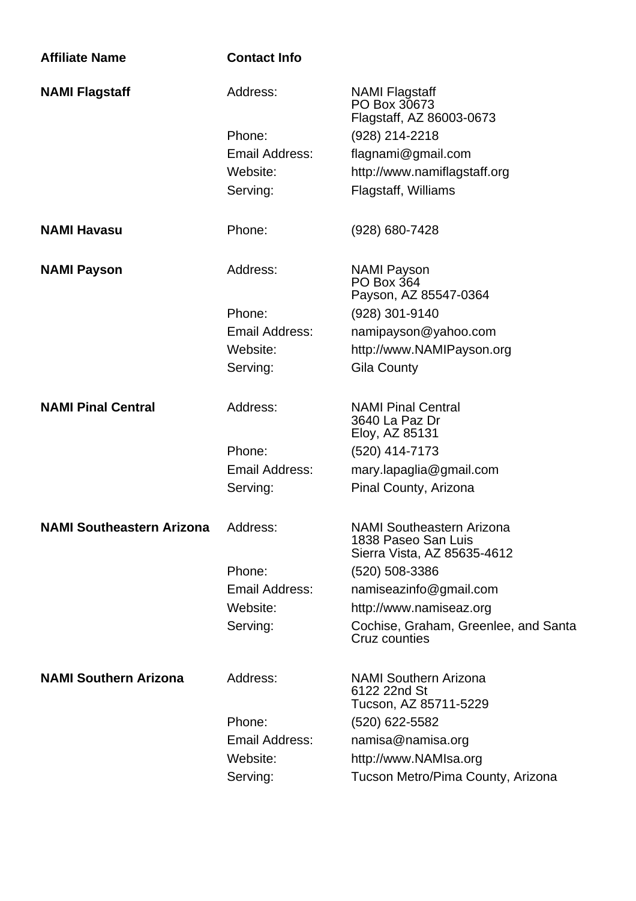| Affiliate Name | Contact Info | |
|---|---|---|
| **NAMI Flagstaff** | Address: | NAMI Flagstaff<br>PO Box 30673<br>Flagstaff, AZ 86003-0673 |
| | Phone: | (928) 214-2218 |
| | Email Address: | flagnami@gmail.com |
| | Website: | http://www.namiflagstaff.org |
| | Serving: | Flagstaff, Williams |
| **NAMI Havasu** | Phone: | (928) 680-7428 |
| **NAMI Payson** | Address: | NAMI Payson<br>PO Box 364<br>Payson, AZ 85547-0364 |
| | Phone: | (928) 301-9140 |
| | Email Address: | namipayson@yahoo.com |
| | Website: | http://www.NAMIPayson.org |
| | Serving: | Gila County |
| **NAMI Pinal Central** | Address: | NAMI Pinal Central<br>3640 La Paz Dr<br>Eloy, AZ 85131 |
| | Phone: | (520) 414-7173 |
| | Email Address: | mary.lapaglia@gmail.com |
| | Serving: | Pinal County, Arizona |
| **NAMI Southeastern Arizona** | Address: | NAMI Southeastern Arizona<br>1838 Paseo San Luis<br>Sierra Vista, AZ 85635-4612 |
| | Phone: | (520) 508-3386 |
| | Email Address: | namiseazinfo@gmail.com |
| | Website: | http://www.namiseaz.org |
| | Serving: | Cochise, Graham, Greenlee, and Santa Cruz counties |
| **NAMI Southern Arizona** | Address: | NAMI Southern Arizona<br>6122 22nd St<br>Tucson, AZ 85711-5229 |
| | Phone: | (520) 622-5582 |
| | Email Address: | namisa@namisa.org |
| | Website: | http://www.NAMIsa.org |
| | Serving: | Tucson Metro/Pima County, Arizona |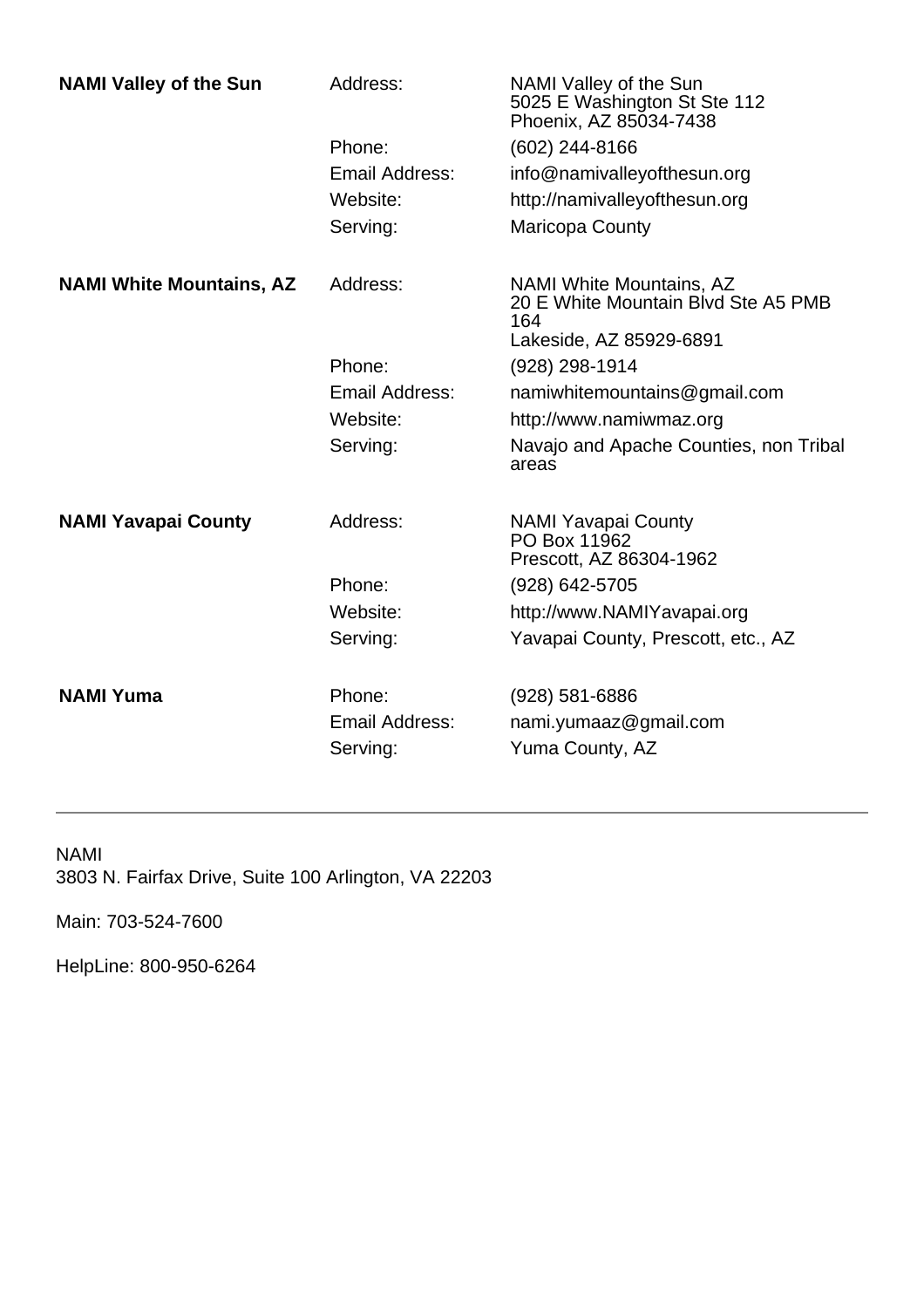| | | |
|---|---|---|
| **NAMI Valley of the Sun** | Address: | NAMI Valley of the Sun<br>5025 E Washington St Ste 112<br>Phoenix, AZ 85034-7438 |
| | Phone: | (602) 244-8166 |
| | Email Address: | info@namivalleyofthesun.org |
| | Website: | http://namivalleyofthesun.org |
| | Serving: | Maricopa County |
| **NAMI White Mountains, AZ** | Address: | NAMI White Mountains, AZ<br>20 E White Mountain Blvd Ste A5 PMB 164<br>Lakeside, AZ 85929-6891 |
| | Phone: | (928) 298-1914 |
| | Email Address: | namiwhitemountains@gmail.com |
| | Website: | http://www.namiwmaz.org |
| | Serving: | Navajo and Apache Counties, non Tribal areas |
| **NAMI Yavapai County** | Address: | NAMI Yavapai County<br>PO Box 11962<br>Prescott, AZ 86304-1962 |
| | Phone: | (928) 642-5705 |
| | Website: | http://www.NAMIYavapai.org |
| | Serving: | Yavapai County, Prescott, etc., AZ |
| **NAMI Yuma** | Phone: | (928) 581-6886 |
| | Email Address: | nami.yumaaz@gmail.com |
| | Serving: | Yuma County, AZ |

---

NAMI
3803 N. Fairfax Drive, Suite 100 Arlington, VA 22203

Main: 703-524-7600

HelpLine: 800-950-6264